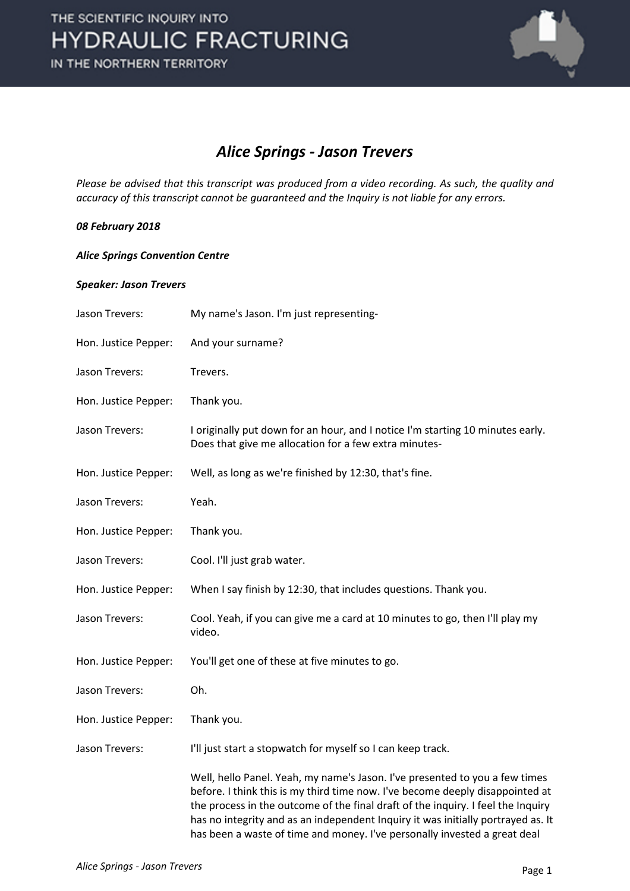# Alice Springs - Jason Trevers

*Please be advised that this transcript was produced from a video recording. As such, the quality and accuracy of this transcript cannot be guaranteed and the Inquiry is not liable for any errors.*

***08 February 2018***

***Alice Springs Convention Centre***

***Speaker: Jason Trevers***

| | |
|---|---|
| Jason Trevers: | My name's Jason. I'm just representing- |
| Hon. Justice Pepper: | And your surname? |
| Jason Trevers: | Trevers. |
| Hon. Justice Pepper: | Thank you. |
| Jason Trevers: | I originally put down for an hour, and I notice I'm starting 10 minutes early. Does that give me allocation for a few extra minutes- |
| Hon. Justice Pepper: | Well, as long as we're finished by 12:30, that's fine. |
| Jason Trevers: | Yeah. |
| Hon. Justice Pepper: | Thank you. |
| Jason Trevers: | Cool. I'll just grab water. |
| Hon. Justice Pepper: | When I say finish by 12:30, that includes questions. Thank you. |
| Jason Trevers: | Cool. Yeah, if you can give me a card at 10 minutes to go, then I'll play my video. |
| Hon. Justice Pepper: | You'll get one of these at five minutes to go. |
| Jason Trevers: | Oh. |
| Hon. Justice Pepper: | Thank you. |
| Jason Trevers: | I'll just start a stopwatch for myself so I can keep track. |
| | Well, hello Panel. Yeah, my name's Jason. I've presented to you a few times before. I think this is my third time now. I've become deeply disappointed at the process in the outcome of the final draft of the inquiry. I feel the Inquiry has no integrity and as an independent Inquiry it was initially portrayed as. It has been a waste of time and money. I've personally invested a great deal |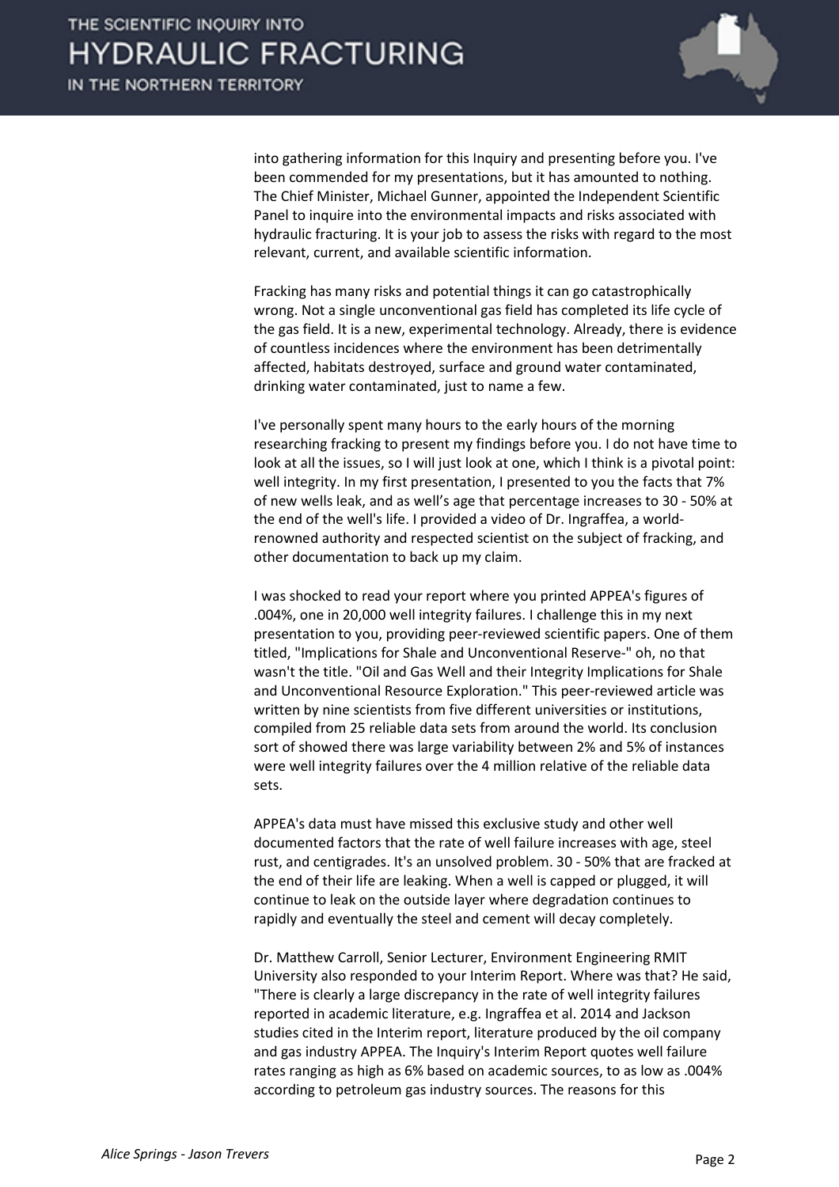into gathering information for this Inquiry and presenting before you. I've been commended for my presentations, but it has amounted to nothing. The Chief Minister, Michael Gunner, appointed the Independent Scientific Panel to inquire into the environmental impacts and risks associated with hydraulic fracturing. It is your job to assess the risks with regard to the most relevant, current, and available scientific information.

Fracking has many risks and potential things it can go catastrophically wrong. Not a single unconventional gas field has completed its life cycle of the gas field. It is a new, experimental technology. Already, there is evidence of countless incidences where the environment has been detrimentally affected, habitats destroyed, surface and ground water contaminated, drinking water contaminated, just to name a few.

I've personally spent many hours to the early hours of the morning researching fracking to present my findings before you. I do not have time to look at all the issues, so I will just look at one, which I think is a pivotal point: well integrity. In my first presentation, I presented to you the facts that 7% of new wells leak, and as well’s age that percentage increases to 30 - 50% at the end of the well's life. I provided a video of Dr. Ingraffea, a world-renowned authority and respected scientist on the subject of fracking, and other documentation to back up my claim.

I was shocked to read your report where you printed APPEA's figures of .004%, one in 20,000 well integrity failures. I challenge this in my next presentation to you, providing peer-reviewed scientific papers. One of them titled, "Implications for Shale and Unconventional Reserve-" oh, no that wasn't the title. "Oil and Gas Well and their Integrity Implications for Shale and Unconventional Resource Exploration." This peer-reviewed article was written by nine scientists from five different universities or institutions, compiled from 25 reliable data sets from around the world. Its conclusion sort of showed there was large variability between 2% and 5% of instances were well integrity failures over the 4 million relative of the reliable data sets.

APPEA's data must have missed this exclusive study and other well documented factors that the rate of well failure increases with age, steel rust, and centigrades. It's an unsolved problem. 30 - 50% that are fracked at the end of their life are leaking. When a well is capped or plugged, it will continue to leak on the outside layer where degradation continues to rapidly and eventually the steel and cement will decay completely.

Dr. Matthew Carroll, Senior Lecturer, Environment Engineering RMIT University also responded to your Interim Report. Where was that? He said, "There is clearly a large discrepancy in the rate of well integrity failures reported in academic literature, e.g. Ingraffea et al. 2014 and Jackson studies cited in the Interim report, literature produced by the oil company and gas industry APPEA. The Inquiry's Interim Report quotes well failure rates ranging as high as 6% based on academic sources, to as low as .004% according to petroleum gas industry sources. The reasons for this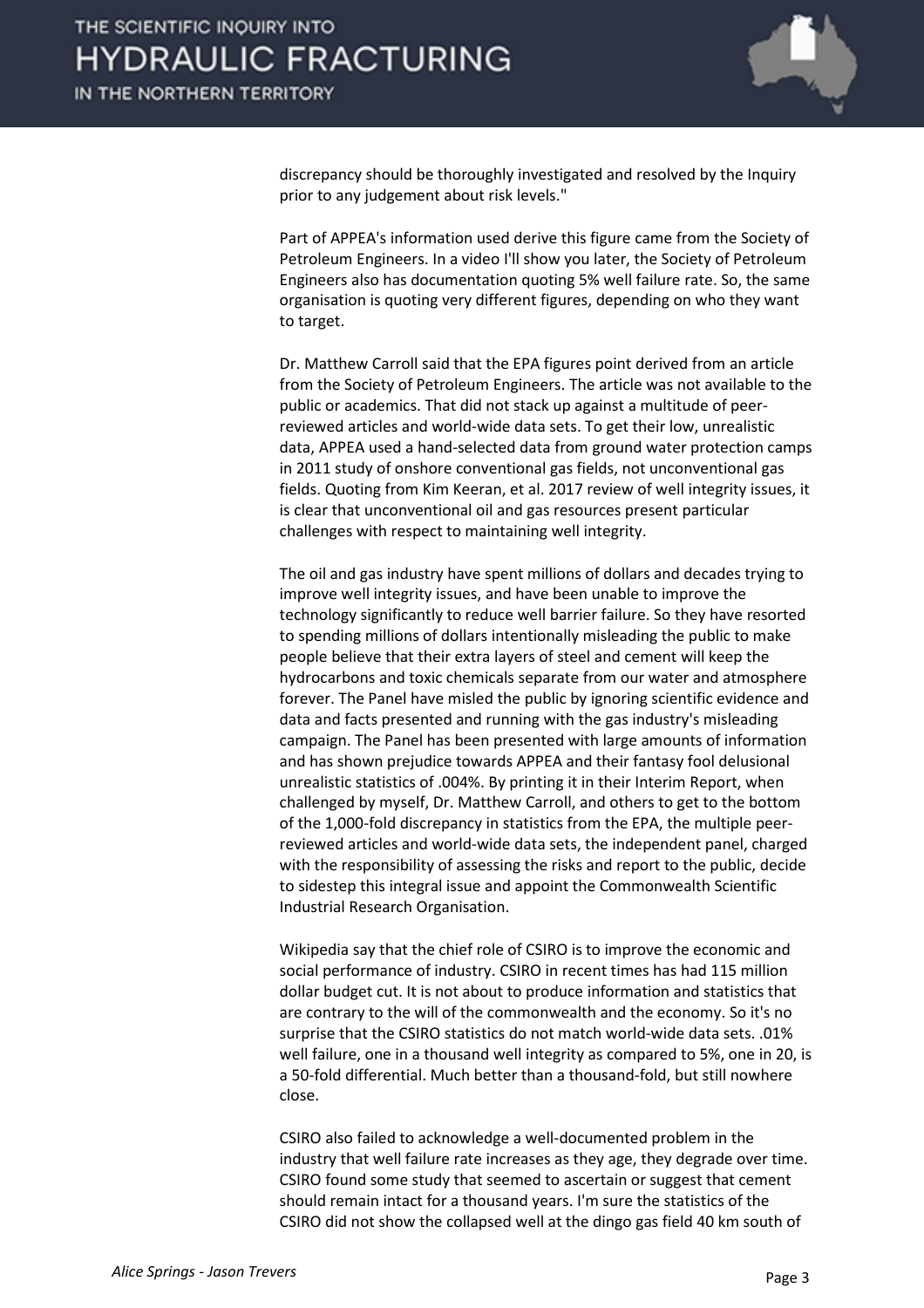discrepancy should be thoroughly investigated and resolved by the Inquiry prior to any judgement about risk levels."

Part of APPEA's information used derive this figure came from the Society of Petroleum Engineers. In a video I'll show you later, the Society of Petroleum Engineers also has documentation quoting 5% well failure rate. So, the same organisation is quoting very different figures, depending on who they want to target.

Dr. Matthew Carroll said that the EPA figures point derived from an article from the Society of Petroleum Engineers. The article was not available to the public or academics. That did not stack up against a multitude of peer-reviewed articles and world-wide data sets. To get their low, unrealistic data, APPEA used a hand-selected data from ground water protection camps in 2011 study of onshore conventional gas fields, not unconventional gas fields. Quoting from Kim Keeran, et al. 2017 review of well integrity issues, it is clear that unconventional oil and gas resources present particular challenges with respect to maintaining well integrity.

The oil and gas industry have spent millions of dollars and decades trying to improve well integrity issues, and have been unable to improve the technology significantly to reduce well barrier failure. So they have resorted to spending millions of dollars intentionally misleading the public to make people believe that their extra layers of steel and cement will keep the hydrocarbons and toxic chemicals separate from our water and atmosphere forever. The Panel have misled the public by ignoring scientific evidence and data and facts presented and running with the gas industry's misleading campaign. The Panel has been presented with large amounts of information and has shown prejudice towards APPEA and their fantasy fool delusional unrealistic statistics of .004%. By printing it in their Interim Report, when challenged by myself, Dr. Matthew Carroll, and others to get to the bottom of the 1,000-fold discrepancy in statistics from the EPA, the multiple peer-reviewed articles and world-wide data sets, the independent panel, charged with the responsibility of assessing the risks and report to the public, decide to sidestep this integral issue and appoint the Commonwealth Scientific Industrial Research Organisation.

Wikipedia say that the chief role of CSIRO is to improve the economic and social performance of industry. CSIRO in recent times has had 115 million dollar budget cut. It is not about to produce information and statistics that are contrary to the will of the commonwealth and the economy. So it's no surprise that the CSIRO statistics do not match world-wide data sets. .01% well failure, one in a thousand well integrity as compared to 5%, one in 20, is a 50-fold differential. Much better than a thousand-fold, but still nowhere close.

CSIRO also failed to acknowledge a well-documented problem in the industry that well failure rate increases as they age, they degrade over time. CSIRO found some study that seemed to ascertain or suggest that cement should remain intact for a thousand years. I'm sure the statistics of the CSIRO did not show the collapsed well at the dingo gas field 40 km south of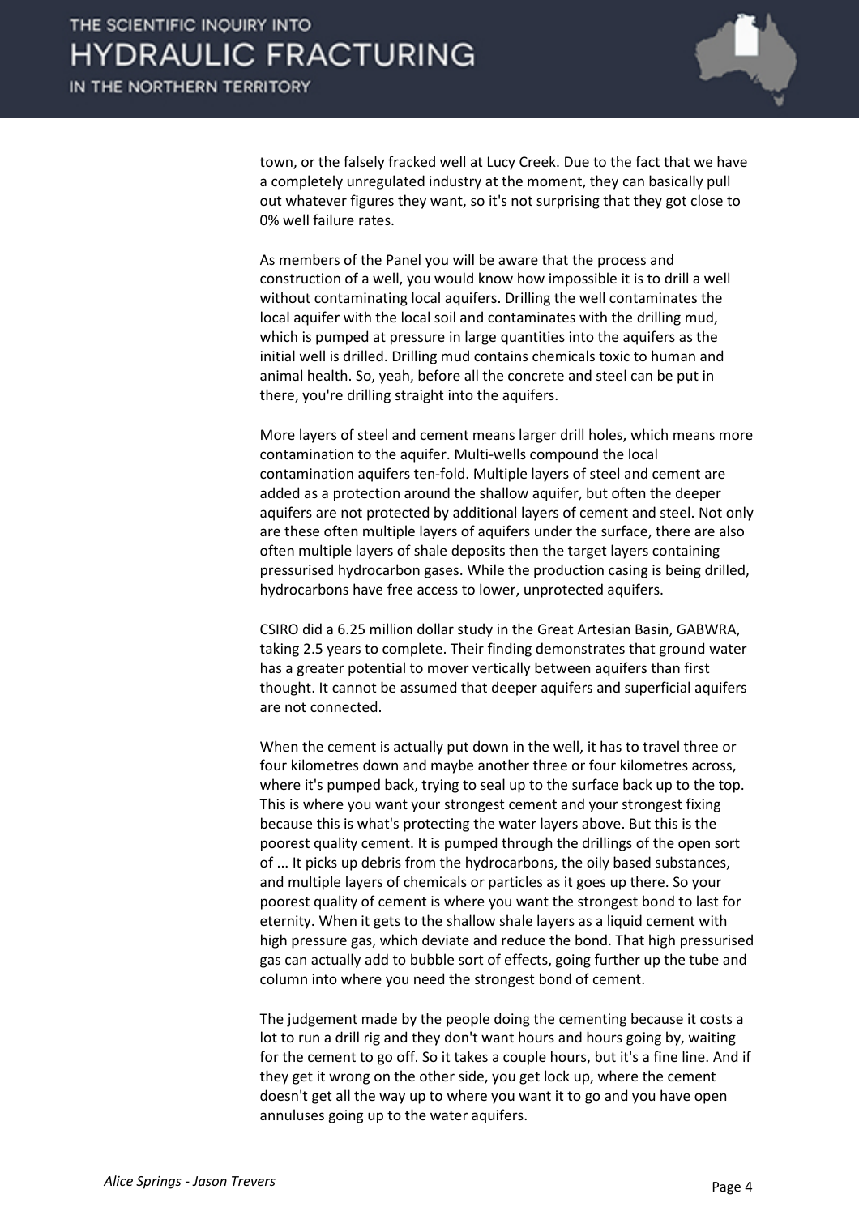town, or the falsely fracked well at Lucy Creek. Due to the fact that we have a completely unregulated industry at the moment, they can basically pull out whatever figures they want, so it's not surprising that they got close to 0% well failure rates.

As members of the Panel you will be aware that the process and construction of a well, you would know how impossible it is to drill a well without contaminating local aquifers. Drilling the well contaminates the local aquifer with the local soil and contaminates with the drilling mud, which is pumped at pressure in large quantities into the aquifers as the initial well is drilled. Drilling mud contains chemicals toxic to human and animal health. So, yeah, before all the concrete and steel can be put in there, you're drilling straight into the aquifers.

More layers of steel and cement means larger drill holes, which means more contamination to the aquifer. Multi-wells compound the local contamination aquifers ten-fold. Multiple layers of steel and cement are added as a protection around the shallow aquifer, but often the deeper aquifers are not protected by additional layers of cement and steel. Not only are these often multiple layers of aquifers under the surface, there are also often multiple layers of shale deposits then the target layers containing pressurised hydrocarbon gases. While the production casing is being drilled, hydrocarbons have free access to lower, unprotected aquifers.

CSIRO did a 6.25 million dollar study in the Great Artesian Basin, GABWRA, taking 2.5 years to complete. Their finding demonstrates that ground water has a greater potential to mover vertically between aquifers than first thought. It cannot be assumed that deeper aquifers and superficial aquifers are not connected.

When the cement is actually put down in the well, it has to travel three or four kilometres down and maybe another three or four kilometres across, where it's pumped back, trying to seal up to the surface back up to the top. This is where you want your strongest cement and your strongest fixing because this is what's protecting the water layers above. But this is the poorest quality cement. It is pumped through the drillings of the open sort of ... It picks up debris from the hydrocarbons, the oily based substances, and multiple layers of chemicals or particles as it goes up there. So your poorest quality of cement is where you want the strongest bond to last for eternity. When it gets to the shallow shale layers as a liquid cement with high pressure gas, which deviate and reduce the bond. That high pressurised gas can actually add to bubble sort of effects, going further up the tube and column into where you need the strongest bond of cement.

The judgement made by the people doing the cementing because it costs a lot to run a drill rig and they don't want hours and hours going by, waiting for the cement to go off. So it takes a couple hours, but it's a fine line. And if they get it wrong on the other side, you get lock up, where the cement doesn't get all the way up to where you want it to go and you have open annuluses going up to the water aquifers.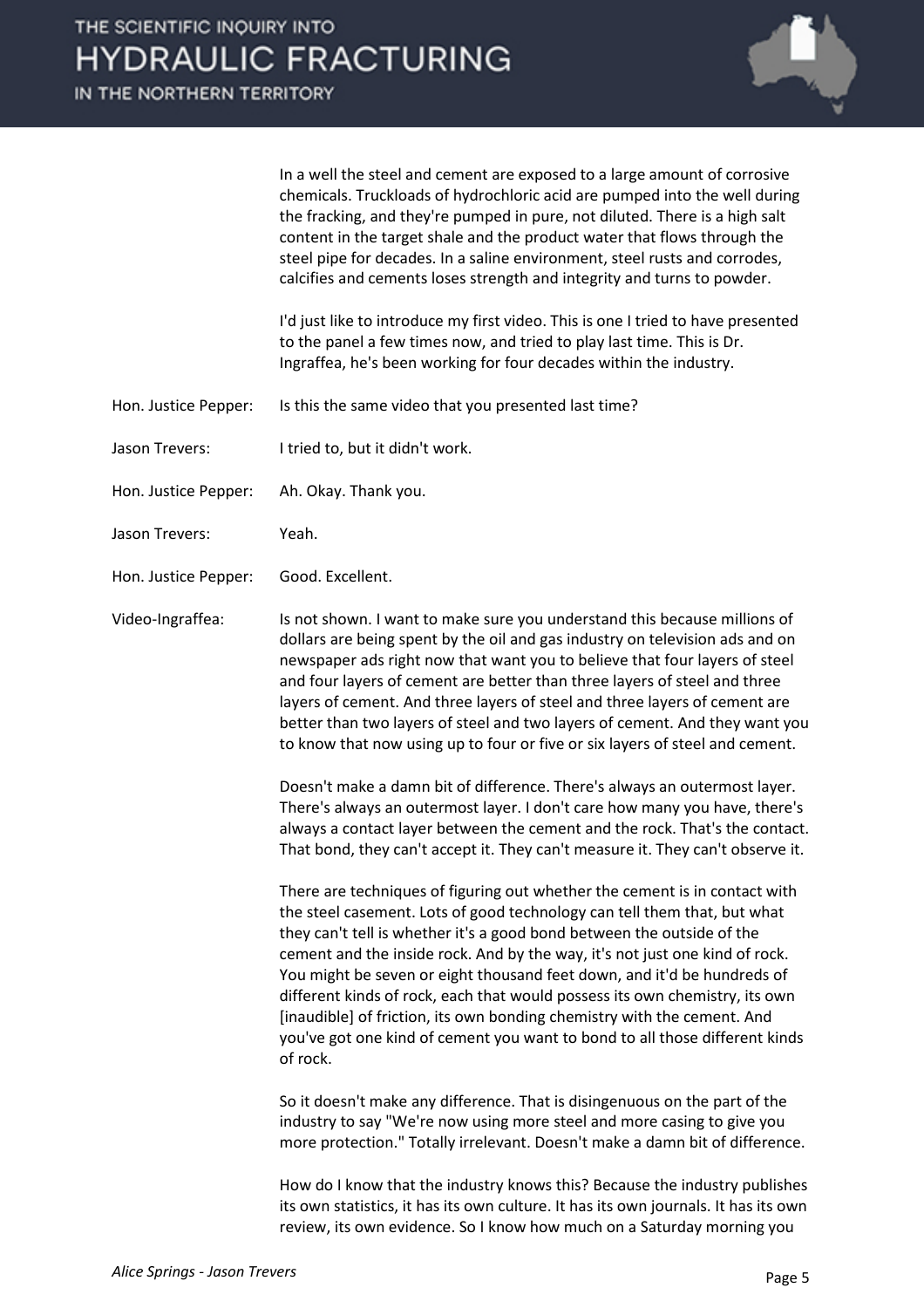In a well the steel and cement are exposed to a large amount of corrosive chemicals. Truckloads of hydrochloric acid are pumped into the well during the fracking, and they're pumped in pure, not diluted. There is a high salt content in the target shale and the product water that flows through the steel pipe for decades. In a saline environment, steel rusts and corrodes, calcifies and cements loses strength and integrity and turns to powder.

I'd just like to introduce my first video. This is one I tried to have presented to the panel a few times now, and tried to play last time. This is Dr. Ingraffea, he's been working for four decades within the industry.

**Hon. Justice Pepper:** Is this the same video that you presented last time?

**Jason Trevers:** I tried to, but it didn't work.

**Hon. Justice Pepper:** Ah. Okay. Thank you.

**Jason Trevers:** Yeah.

**Hon. Justice Pepper:** Good. Excellent.

**Video-Ingraffea:** Is not shown. I want to make sure you understand this because millions of dollars are being spent by the oil and gas industry on television ads and on newspaper ads right now that want you to believe that four layers of steel and four layers of cement are better than three layers of steel and three layers of cement. And three layers of steel and three layers of cement are better than two layers of steel and two layers of cement. And they want you to know that now using up to four or five or six layers of steel and cement.

Doesn't make a damn bit of difference. There's always an outermost layer. There's always an outermost layer. I don't care how many you have, there's always a contact layer between the cement and the rock. That's the contact. That bond, they can't accept it. They can't measure it. They can't observe it.

There are techniques of figuring out whether the cement is in contact with the steel casement. Lots of good technology can tell them that, but what they can't tell is whether it's a good bond between the outside of the cement and the inside rock. And by the way, it's not just one kind of rock. You might be seven or eight thousand feet down, and it'd be hundreds of different kinds of rock, each that would possess its own chemistry, its own [inaudible] of friction, its own bonding chemistry with the cement. And you've got one kind of cement you want to bond to all those different kinds of rock.

So it doesn't make any difference. That is disingenuous on the part of the industry to say "We're now using more steel and more casing to give you more protection." Totally irrelevant. Doesn't make a damn bit of difference.

How do I know that the industry knows this? Because the industry publishes its own statistics, it has its own culture. It has its own journals. It has its own review, its own evidence. So I know how much on a Saturday morning you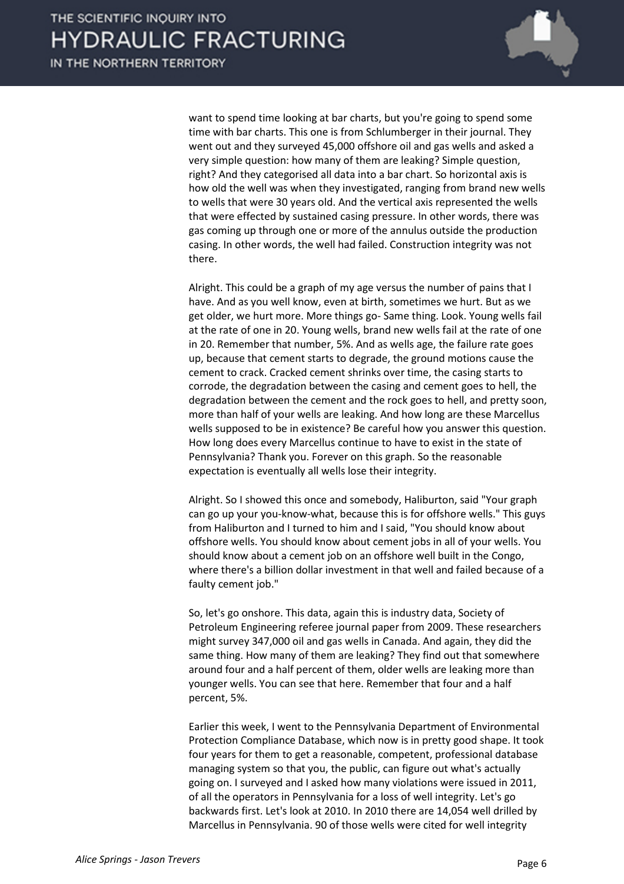want to spend time looking at bar charts, but you're going to spend some time with bar charts. This one is from Schlumberger in their journal. They went out and they surveyed 45,000 offshore oil and gas wells and asked a very simple question: how many of them are leaking? Simple question, right? And they categorised all data into a bar chart. So horizontal axis is how old the well was when they investigated, ranging from brand new wells to wells that were 30 years old. And the vertical axis represented the wells that were effected by sustained casing pressure. In other words, there was gas coming up through one or more of the annulus outside the production casing. In other words, the well had failed. Construction integrity was not there.

Alright. This could be a graph of my age versus the number of pains that I have. And as you well know, even at birth, sometimes we hurt. But as we get older, we hurt more. More things go- Same thing. Look. Young wells fail at the rate of one in 20. Young wells, brand new wells fail at the rate of one in 20. Remember that number, 5%. And as wells age, the failure rate goes up, because that cement starts to degrade, the ground motions cause the cement to crack. Cracked cement shrinks over time, the casing starts to corrode, the degradation between the casing and cement goes to hell, the degradation between the cement and the rock goes to hell, and pretty soon, more than half of your wells are leaking. And how long are these Marcellus wells supposed to be in existence? Be careful how you answer this question. How long does every Marcellus continue to have to exist in the state of Pennsylvania? Thank you. Forever on this graph. So the reasonable expectation is eventually all wells lose their integrity.

Alright. So I showed this once and somebody, Haliburton, said "Your graph can go up your you-know-what, because this is for offshore wells." This guys from Haliburton and I turned to him and I said, "You should know about offshore wells. You should know about cement jobs in all of your wells. You should know about a cement job on an offshore well built in the Congo, where there's a billion dollar investment in that well and failed because of a faulty cement job."

So, let's go onshore. This data, again this is industry data, Society of Petroleum Engineering referee journal paper from 2009. These researchers might survey 347,000 oil and gas wells in Canada. And again, they did the same thing. How many of them are leaking? They find out that somewhere around four and a half percent of them, older wells are leaking more than younger wells. You can see that here. Remember that four and a half percent, 5%.

Earlier this week, I went to the Pennsylvania Department of Environmental Protection Compliance Database, which now is in pretty good shape. It took four years for them to get a reasonable, competent, professional database managing system so that you, the public, can figure out what's actually going on. I surveyed and I asked how many violations were issued in 2011, of all the operators in Pennsylvania for a loss of well integrity. Let's go backwards first. Let's look at 2010. In 2010 there are 14,054 well drilled by Marcellus in Pennsylvania. 90 of those wells were cited for well integrity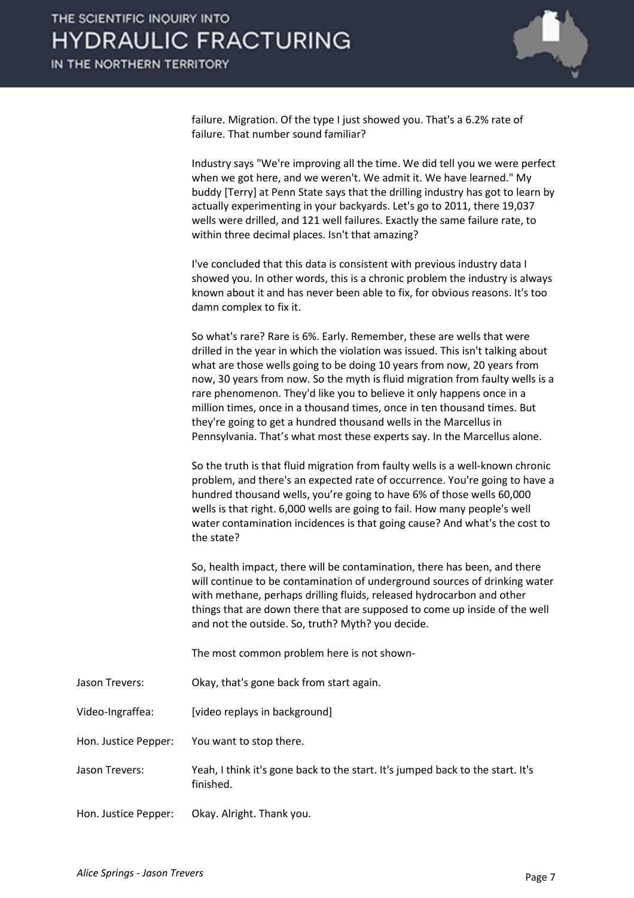failure. Migration. Of the type I just showed you. That's a 6.2% rate of failure. That number sound familiar?

Industry says "We're improving all the time. We did tell you we were perfect when we got here, and we weren't. We admit it. We have learned." My buddy [Terry] at Penn State says that the drilling industry has got to learn by actually experimenting in your backyards. Let's go to 2011, there 19,037 wells were drilled, and 121 well failures. Exactly the same failure rate, to within three decimal places. Isn't that amazing?

I've concluded that this data is consistent with previous industry data I showed you. In other words, this is a chronic problem the industry is always known about it and has never been able to fix, for obvious reasons. It's too damn complex to fix it.

So what's rare? Rare is 6%. Early. Remember, these are wells that were drilled in the year in which the violation was issued. This isn't talking about what are those wells going to be doing 10 years from now, 20 years from now, 30 years from now. So the myth is fluid migration from faulty wells is a rare phenomenon. They'd like you to believe it only happens once in a million times, once in a thousand times, once in ten thousand times. But they're going to get a hundred thousand wells in the Marcellus in Pennsylvania. That's what most these experts say. In the Marcellus alone.

So the truth is that fluid migration from faulty wells is a well-known chronic problem, and there's an expected rate of occurrence. You're going to have a hundred thousand wells, you're going to have 6% of those wells 60,000 wells is that right. 6,000 wells are going to fail. How many people's well water contamination incidences is that going cause? And what's the cost to the state?

So, health impact, there will be contamination, there has been, and there will continue to be contamination of underground sources of drinking water with methane, perhaps drilling fluids, released hydrocarbon and other things that are down there that are supposed to come up inside of the well and not the outside. So, truth? Myth? you decide.

The most common problem here is not shown-

Jason Trevers: Okay, that's gone back from start again.

Video-Ingraffea: [video replays in background]

Hon. Justice Pepper: You want to stop there.

Jason Trevers: Yeah, I think it's gone back to the start. It's jumped back to the start. It's finished.

Hon. Justice Pepper: Okay. Alright. Thank you.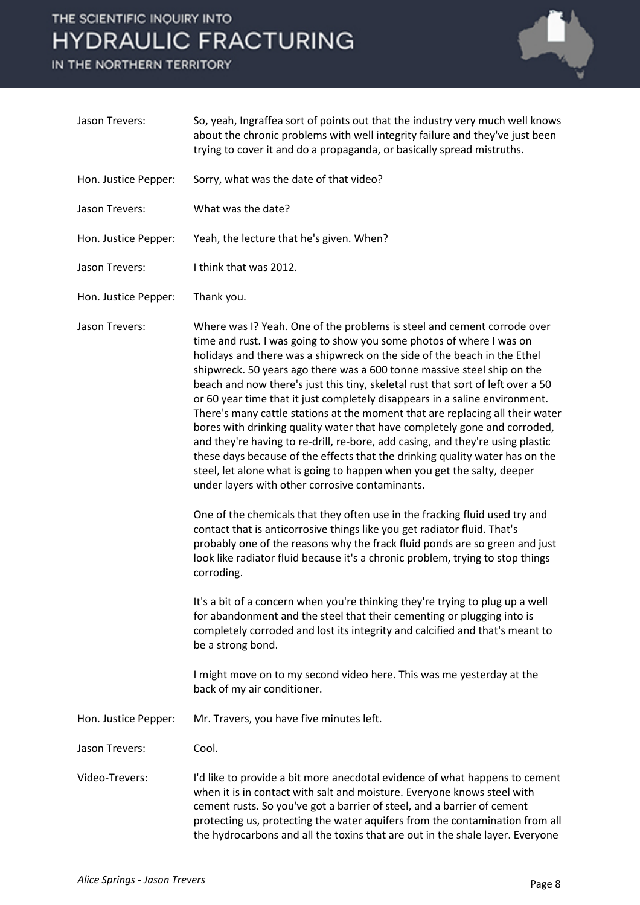Jason Trevers: So, yeah, Ingraffea sort of points out that the industry very much well knows about the chronic problems with well integrity failure and they've just been trying to cover it and do a propaganda, or basically spread mistruths.

Hon. Justice Pepper: Sorry, what was the date of that video?

Jason Trevers: What was the date?

Hon. Justice Pepper: Yeah, the lecture that he's given. When?

Jason Trevers: I think that was 2012.

Hon. Justice Pepper: Thank you.

Jason Trevers: Where was I? Yeah. One of the problems is steel and cement corrode over time and rust. I was going to show you some photos of where I was on holidays and there was a shipwreck on the side of the beach in the Ethel shipwreck. 50 years ago there was a 600 tonne massive steel ship on the beach and now there's just this tiny, skeletal rust that sort of left over a 50 or 60 year time that it just completely disappears in a saline environment. There's many cattle stations at the moment that are replacing all their water bores with drinking quality water that have completely gone and corroded, and they're having to re-drill, re-bore, add casing, and they're using plastic these days because of the effects that the drinking quality water has on the steel, let alone what is going to happen when you get the salty, deeper under layers with other corrosive contaminants.

One of the chemicals that they often use in the fracking fluid used try and contact that is anticorrosive things like you get radiator fluid. That's probably one of the reasons why the frack fluid ponds are so green and just look like radiator fluid because it's a chronic problem, trying to stop things corroding.

It's a bit of a concern when you're thinking they're trying to plug up a well for abandonment and the steel that their cementing or plugging into is completely corroded and lost its integrity and calcified and that's meant to be a strong bond.

I might move on to my second video here. This was me yesterday at the back of my air conditioner.

Hon. Justice Pepper: Mr. Travers, you have five minutes left.

Jason Trevers: Cool.

Video-Trevers: I'd like to provide a bit more anecdotal evidence of what happens to cement when it is in contact with salt and moisture. Everyone knows steel with cement rusts. So you've got a barrier of steel, and a barrier of cement protecting us, protecting the water aquifers from the contamination from all the hydrocarbons and all the toxins that are out in the shale layer. Everyone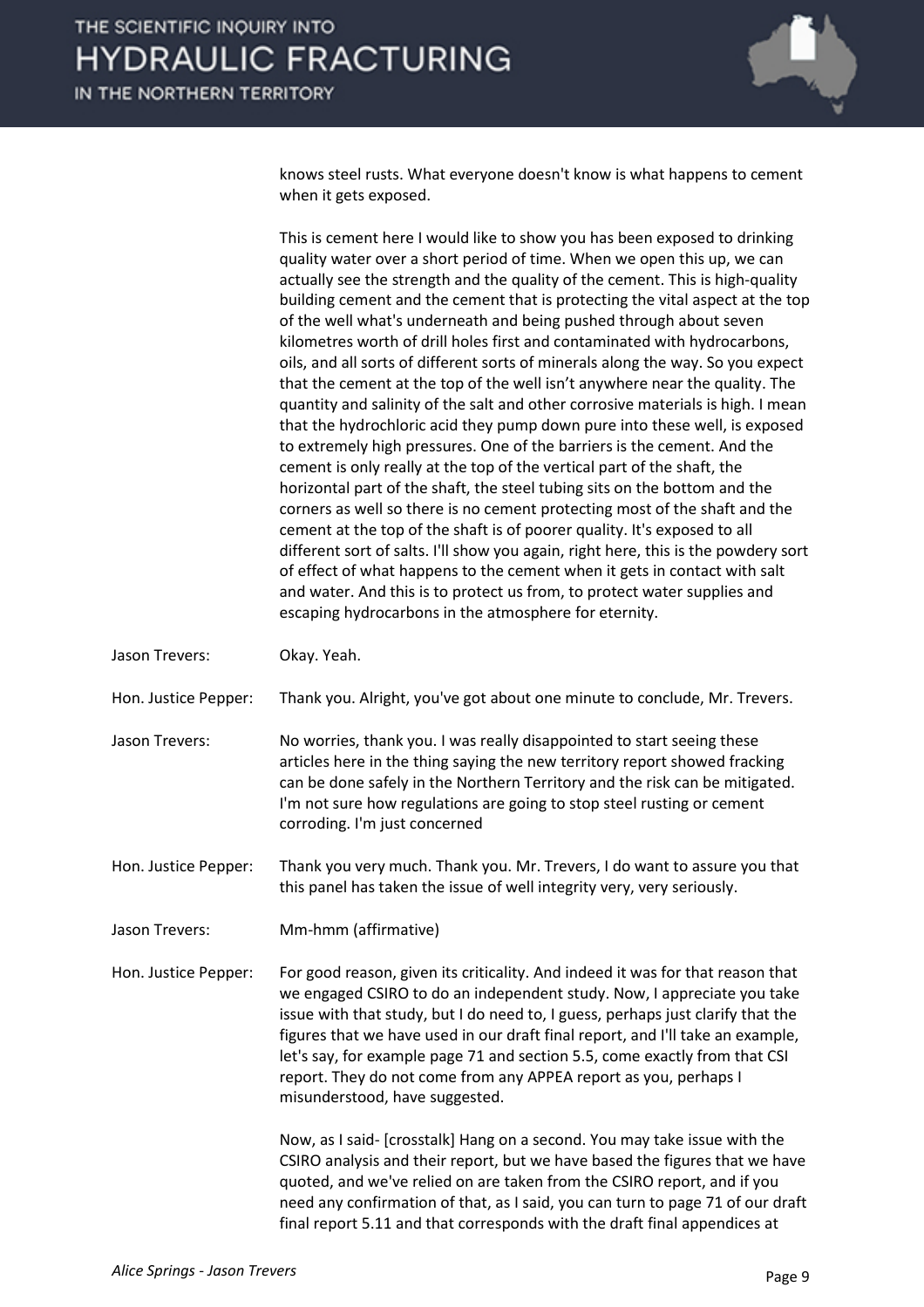knows steel rusts. What everyone doesn't know is what happens to cement when it gets exposed.

This is cement here I would like to show you has been exposed to drinking quality water over a short period of time. When we open this up, we can actually see the strength and the quality of the cement. This is high-quality building cement and the cement that is protecting the vital aspect at the top of the well what's underneath and being pushed through about seven kilometres worth of drill holes first and contaminated with hydrocarbons, oils, and all sorts of different sorts of minerals along the way. So you expect that the cement at the top of the well isn't anywhere near the quality. The quantity and salinity of the salt and other corrosive materials is high. I mean that the hydrochloric acid they pump down pure into these well, is exposed to extremely high pressures. One of the barriers is the cement. And the cement is only really at the top of the vertical part of the shaft, the horizontal part of the shaft, the steel tubing sits on the bottom and the corners as well so there is no cement protecting most of the shaft and the cement at the top of the shaft is of poorer quality. It's exposed to all different sort of salts. I'll show you again, right here, this is the powdery sort of effect of what happens to the cement when it gets in contact with salt and water. And this is to protect us from, to protect water supplies and escaping hydrocarbons in the atmosphere for eternity.

Jason Trevers: Okay. Yeah.

Hon. Justice Pepper: Thank you. Alright, you've got about one minute to conclude, Mr. Trevers.

Jason Trevers: No worries, thank you. I was really disappointed to start seeing these articles here in the thing saying the new territory report showed fracking can be done safely in the Northern Territory and the risk can be mitigated. I'm not sure how regulations are going to stop steel rusting or cement corroding. I'm just concerned

Hon. Justice Pepper: Thank you very much. Thank you. Mr. Trevers, I do want to assure you that this panel has taken the issue of well integrity very, very seriously.

Jason Trevers: Mm-hmm (affirmative)

Hon. Justice Pepper: For good reason, given its criticality. And indeed it was for that reason that we engaged CSIRO to do an independent study. Now, I appreciate you take issue with that study, but I do need to, I guess, perhaps just clarify that the figures that we have used in our draft final report, and I'll take an example, let's say, for example page 71 and section 5.5, come exactly from that CSI report. They do not come from any APPEA report as you, perhaps I misunderstood, have suggested.

Now, as I said- [crosstalk] Hang on a second. You may take issue with the CSIRO analysis and their report, but we have based the figures that we have quoted, and we've relied on are taken from the CSIRO report, and if you need any confirmation of that, as I said, you can turn to page 71 of our draft final report 5.11 and that corresponds with the draft final appendices at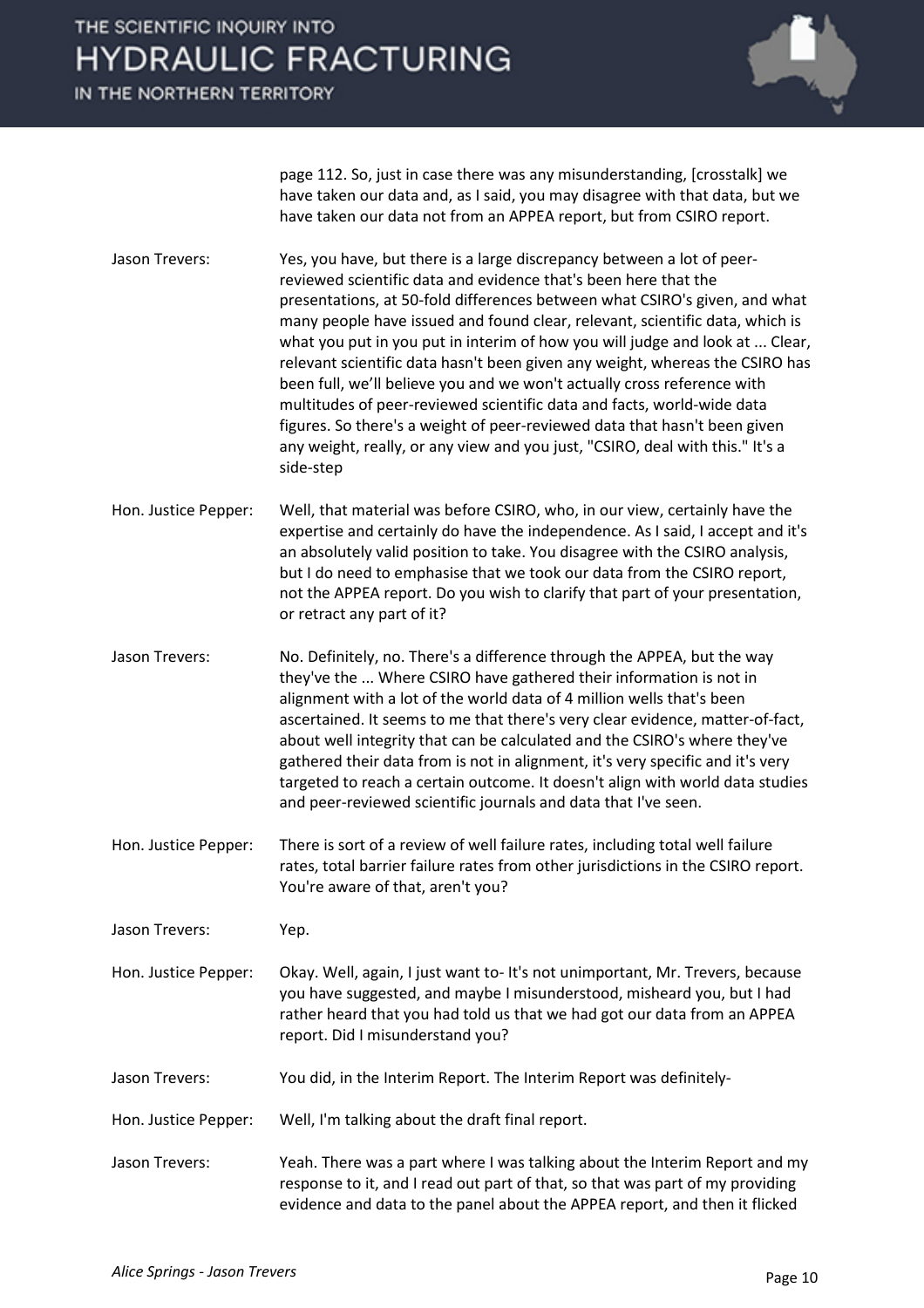page 112. So, just in case there was any misunderstanding, [crosstalk] we have taken our data and, as I said, you may disagree with that data, but we have taken our data not from an APPEA report, but from CSIRO report.

**Jason Trevers:** Yes, you have, but there is a large discrepancy between a lot of peer-reviewed scientific data and evidence that's been here that the presentations, at 50-fold differences between what CSIRO's given, and what many people have issued and found clear, relevant, scientific data, which is what you put in you put in interim of how you will judge and look at ... Clear, relevant scientific data hasn't been given any weight, whereas the CSIRO has been full, we'll believe you and we won't actually cross reference with multitudes of peer-reviewed scientific data and facts, world-wide data figures. So there's a weight of peer-reviewed data that hasn't been given any weight, really, or any view and you just, "CSIRO, deal with this." It's a side-step

**Hon. Justice Pepper:** Well, that material was before CSIRO, who, in our view, certainly have the expertise and certainly do have the independence. As I said, I accept and it's an absolutely valid position to take. You disagree with the CSIRO analysis, but I do need to emphasise that we took our data from the CSIRO report, not the APPEA report. Do you wish to clarify that part of your presentation, or retract any part of it?

**Jason Trevers:** No. Definitely, no. There's a difference through the APPEA, but the way they've the ... Where CSIRO have gathered their information is not in alignment with a lot of the world data of 4 million wells that's been ascertained. It seems to me that there's very clear evidence, matter-of-fact, about well integrity that can be calculated and the CSIRO's where they've gathered their data from is not in alignment, it's very specific and it's very targeted to reach a certain outcome. It doesn't align with world data studies and peer-reviewed scientific journals and data that I've seen.

**Hon. Justice Pepper:** There is sort of a review of well failure rates, including total well failure rates, total barrier failure rates from other jurisdictions in the CSIRO report. You're aware of that, aren't you?

**Jason Trevers:** Yep.

**Hon. Justice Pepper:** Okay. Well, again, I just want to- It's not unimportant, Mr. Trevers, because you have suggested, and maybe I misunderstood, misheard you, but I had rather heard that you had told us that we had got our data from an APPEA report. Did I misunderstand you?

**Jason Trevers:** You did, in the Interim Report. The Interim Report was definitely-

**Hon. Justice Pepper:** Well, I'm talking about the draft final report.

**Jason Trevers:** Yeah. There was a part where I was talking about the Interim Report and my response to it, and I read out part of that, so that was part of my providing evidence and data to the panel about the APPEA report, and then it flicked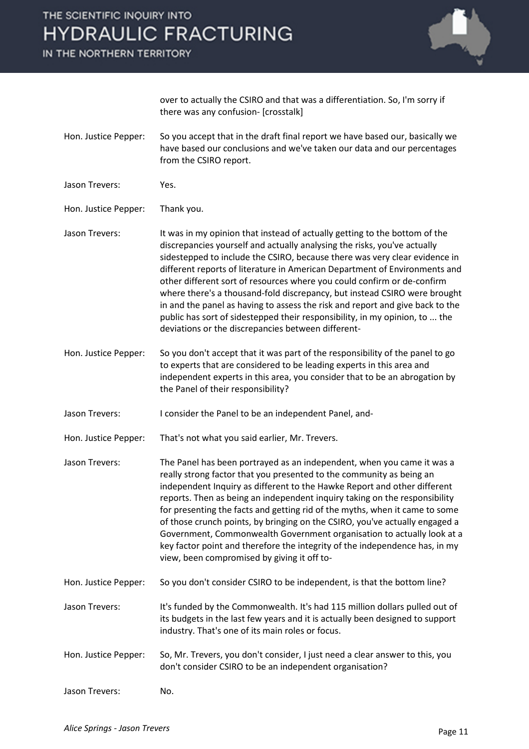over to actually the CSIRO and that was a differentiation. So, I'm sorry if there was any confusion- [crosstalk]

Hon. Justice Pepper: So you accept that in the draft final report we have based our, basically we have based our conclusions and we've taken our data and our percentages from the CSIRO report.

Jason Trevers: Yes.

Hon. Justice Pepper: Thank you.

Jason Trevers: It was in my opinion that instead of actually getting to the bottom of the discrepancies yourself and actually analysing the risks, you've actually sidestepped to include the CSIRO, because there was very clear evidence in different reports of literature in American Department of Environments and other different sort of resources where you could confirm or de-confirm where there's a thousand-fold discrepancy, but instead CSIRO were brought in and the panel as having to assess the risk and report and give back to the public has sort of sidestepped their responsibility, in my opinion, to ... the deviations or the discrepancies between different-

Hon. Justice Pepper: So you don't accept that it was part of the responsibility of the panel to go to experts that are considered to be leading experts in this area and independent experts in this area, you consider that to be an abrogation by the Panel of their responsibility?

Jason Trevers: I consider the Panel to be an independent Panel, and-

Hon. Justice Pepper: That's not what you said earlier, Mr. Trevers.

Jason Trevers: The Panel has been portrayed as an independent, when you came it was a really strong factor that you presented to the community as being an independent Inquiry as different to the Hawke Report and other different reports. Then as being an independent inquiry taking on the responsibility for presenting the facts and getting rid of the myths, when it came to some of those crunch points, by bringing on the CSIRO, you've actually engaged a Government, Commonwealth Government organisation to actually look at a key factor point and therefore the integrity of the independence has, in my view, been compromised by giving it off to-

Hon. Justice Pepper: So you don't consider CSIRO to be independent, is that the bottom line?

Jason Trevers: It's funded by the Commonwealth. It's had 115 million dollars pulled out of its budgets in the last few years and it is actually been designed to support industry. That's one of its main roles or focus.

Hon. Justice Pepper: So, Mr. Trevers, you don't consider, I just need a clear answer to this, you don't consider CSIRO to be an independent organisation?

Jason Trevers: No.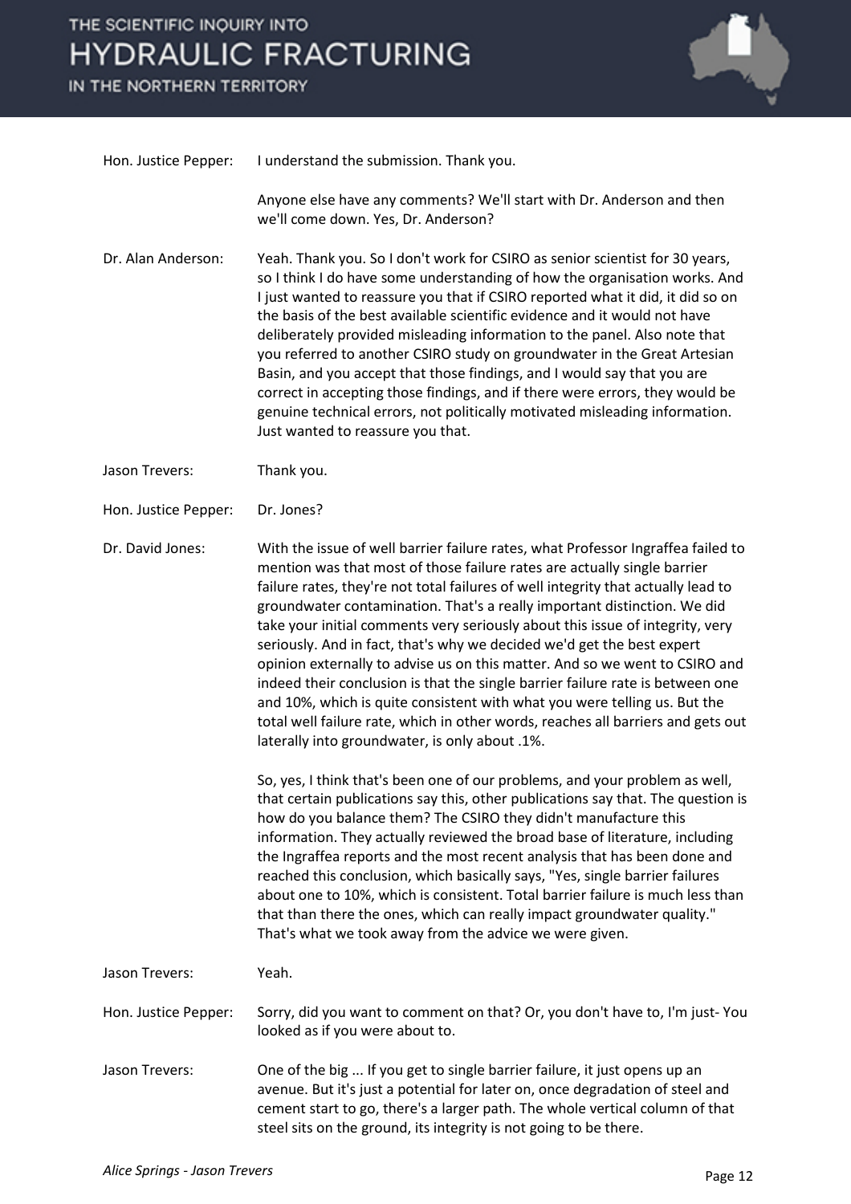Hon. Justice Pepper: I understand the submission. Thank you.

Anyone else have any comments? We'll start with Dr. Anderson and then we'll come down. Yes, Dr. Anderson?

Dr. Alan Anderson: Yeah. Thank you. So I don't work for CSIRO as senior scientist for 30 years, so I think I do have some understanding of how the organisation works. And I just wanted to reassure you that if CSIRO reported what it did, it did so on the basis of the best available scientific evidence and it would not have deliberately provided misleading information to the panel. Also note that you referred to another CSIRO study on groundwater in the Great Artesian Basin, and you accept that those findings, and I would say that you are correct in accepting those findings, and if there were errors, they would be genuine technical errors, not politically motivated misleading information. Just wanted to reassure you that.

Jason Trevers: Thank you.

Hon. Justice Pepper: Dr. Jones?

Dr. David Jones: With the issue of well barrier failure rates, what Professor Ingraffea failed to mention was that most of those failure rates are actually single barrier failure rates, they're not total failures of well integrity that actually lead to groundwater contamination. That's a really important distinction. We did take your initial comments very seriously about this issue of integrity, very seriously. And in fact, that's why we decided we'd get the best expert opinion externally to advise us on this matter. And so we went to CSIRO and indeed their conclusion is that the single barrier failure rate is between one and 10%, which is quite consistent with what you were telling us. But the total well failure rate, which in other words, reaches all barriers and gets out laterally into groundwater, is only about .1%.

So, yes, I think that's been one of our problems, and your problem as well, that certain publications say this, other publications say that. The question is how do you balance them? The CSIRO they didn't manufacture this information. They actually reviewed the broad base of literature, including the Ingraffea reports and the most recent analysis that has been done and reached this conclusion, which basically says, "Yes, single barrier failures about one to 10%, which is consistent. Total barrier failure is much less than that than there the ones, which can really impact groundwater quality." That's what we took away from the advice we were given.

Jason Trevers: Yeah.

Hon. Justice Pepper: Sorry, did you want to comment on that? Or, you don't have to, I'm just- You looked as if you were about to.

Jason Trevers: One of the big ... If you get to single barrier failure, it just opens up an avenue. But it's just a potential for later on, once degradation of steel and cement start to go, there's a larger path. The whole vertical column of that steel sits on the ground, its integrity is not going to be there.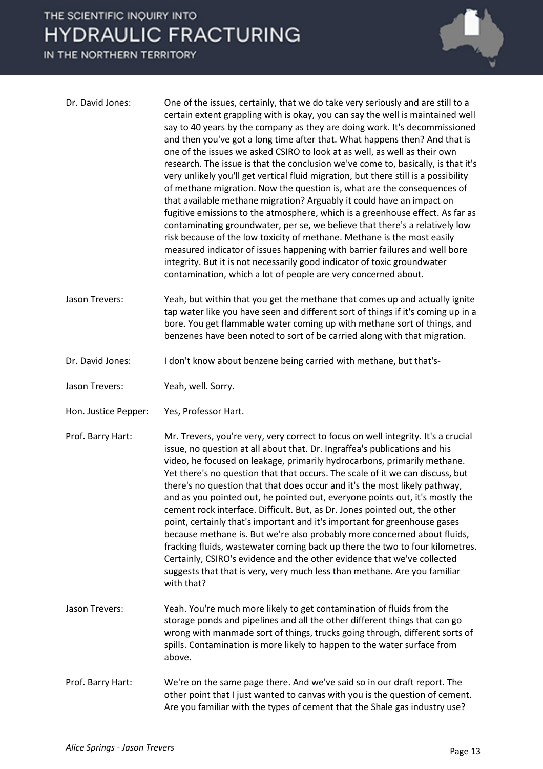Dr. David Jones: One of the issues, certainly, that we do take very seriously and are still to a certain extent grappling with is okay, you can say the well is maintained well say to 40 years by the company as they are doing work. It's decommissioned and then you've got a long time after that. What happens then? And that is one of the issues we asked CSIRO to look at as well, as well as their own research. The issue is that the conclusion we've come to, basically, is that it's very unlikely you'll get vertical fluid migration, but there still is a possibility of methane migration. Now the question is, what are the consequences of that available methane migration? Arguably it could have an impact on fugitive emissions to the atmosphere, which is a greenhouse effect. As far as contaminating groundwater, per se, we believe that there's a relatively low risk because of the low toxicity of methane. Methane is the most easily measured indicator of issues happening with barrier failures and well bore integrity. But it is not necessarily good indicator of toxic groundwater contamination, which a lot of people are very concerned about.

Jason Trevers: Yeah, but within that you get the methane that comes up and actually ignite tap water like you have seen and different sort of things if it's coming up in a bore. You get flammable water coming up with methane sort of things, and benzenes have been noted to sort of be carried along with that migration.

Dr. David Jones: I don't know about benzene being carried with methane, but that's-

Jason Trevers: Yeah, well. Sorry.

Hon. Justice Pepper: Yes, Professor Hart.

Prof. Barry Hart: Mr. Trevers, you're very, very correct to focus on well integrity. It's a crucial issue, no question at all about that. Dr. Ingraffea's publications and his video, he focused on leakage, primarily hydrocarbons, primarily methane. Yet there's no question that that occurs. The scale of it we can discuss, but there's no question that that does occur and it's the most likely pathway, and as you pointed out, he pointed out, everyone points out, it's mostly the cement rock interface. Difficult. But, as Dr. Jones pointed out, the other point, certainly that's important and it's important for greenhouse gases because methane is. But we're also probably more concerned about fluids, fracking fluids, wastewater coming back up there the two to four kilometres. Certainly, CSIRO's evidence and the other evidence that we've collected suggests that that is very, very much less than methane. Are you familiar with that?

Jason Trevers: Yeah. You're much more likely to get contamination of fluids from the storage ponds and pipelines and all the other different things that can go wrong with manmade sort of things, trucks going through, different sorts of spills. Contamination is more likely to happen to the water surface from above.

Prof. Barry Hart: We're on the same page there. And we've said so in our draft report. The other point that I just wanted to canvas with you is the question of cement. Are you familiar with the types of cement that the Shale gas industry use?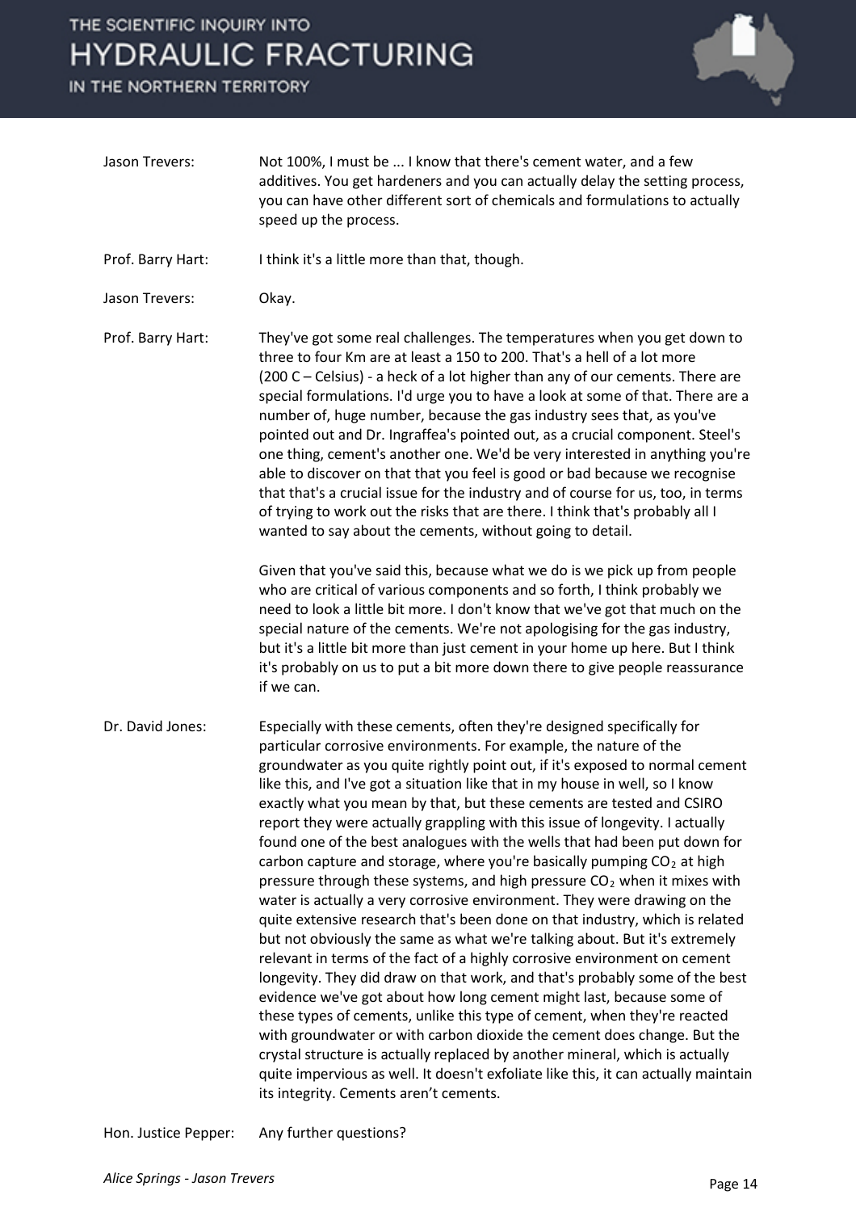Jason Trevers: Not 100%, I must be ... I know that there's cement water, and a few additives. You get hardeners and you can actually delay the setting process, you can have other different sort of chemicals and formulations to actually speed up the process.

Prof. Barry Hart: I think it's a little more than that, though.

Jason Trevers: Okay.

Prof. Barry Hart: They've got some real challenges. The temperatures when you get down to three to four Km are at least a 150 to 200. That's a hell of a lot more (200 C – Celsius) - a heck of a lot higher than any of our cements. There are special formulations. I'd urge you to have a look at some of that. There are a number of, huge number, because the gas industry sees that, as you've pointed out and Dr. Ingraffea's pointed out, as a crucial component. Steel's one thing, cement's another one. We'd be very interested in anything you're able to discover on that that you feel is good or bad because we recognise that that's a crucial issue for the industry and of course for us, too, in terms of trying to work out the risks that are there. I think that's probably all I wanted to say about the cements, without going to detail.

Given that you've said this, because what we do is we pick up from people who are critical of various components and so forth, I think probably we need to look a little bit more. I don't know that we've got that much on the special nature of the cements. We're not apologising for the gas industry, but it's a little bit more than just cement in your home up here. But I think it's probably on us to put a bit more down there to give people reassurance if we can.

Dr. David Jones: Especially with these cements, often they're designed specifically for particular corrosive environments. For example, the nature of the groundwater as you quite rightly point out, if it's exposed to normal cement like this, and I've got a situation like that in my house in well, so I know exactly what you mean by that, but these cements are tested and CSIRO report they were actually grappling with this issue of longevity. I actually found one of the best analogues with the wells that had been put down for carbon capture and storage, where you're basically pumping $CO_2$ at high pressure through these systems, and high pressure $CO_2$ when it mixes with water is actually a very corrosive environment. They were drawing on the quite extensive research that's been done on that industry, which is related but not obviously the same as what we're talking about. But it's extremely relevant in terms of the fact of a highly corrosive environment on cement longevity. They did draw on that work, and that's probably some of the best evidence we've got about how long cement might last, because some of these types of cements, unlike this type of cement, when they're reacted with groundwater or with carbon dioxide the cement does change. But the crystal structure is actually replaced by another mineral, which is actually quite impervious as well. It doesn't exfoliate like this, it can actually maintain its integrity. Cements aren't cements.

Hon. Justice Pepper: Any further questions?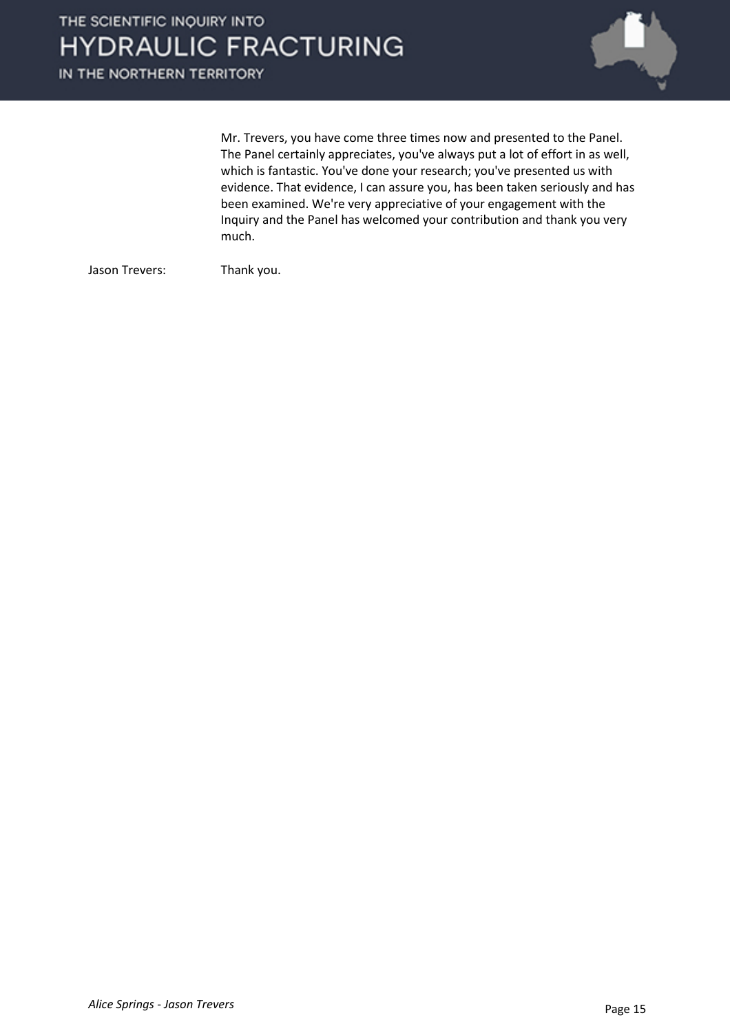Mr. Trevers, you have come three times now and presented to the Panel. The Panel certainly appreciates, you've always put a lot of effort in as well, which is fantastic. You've done your research; you've presented us with evidence. That evidence, I can assure you, has been taken seriously and has been examined. We're very appreciative of your engagement with the Inquiry and the Panel has welcomed your contribution and thank you very much.

Jason Trevers: Thank you.